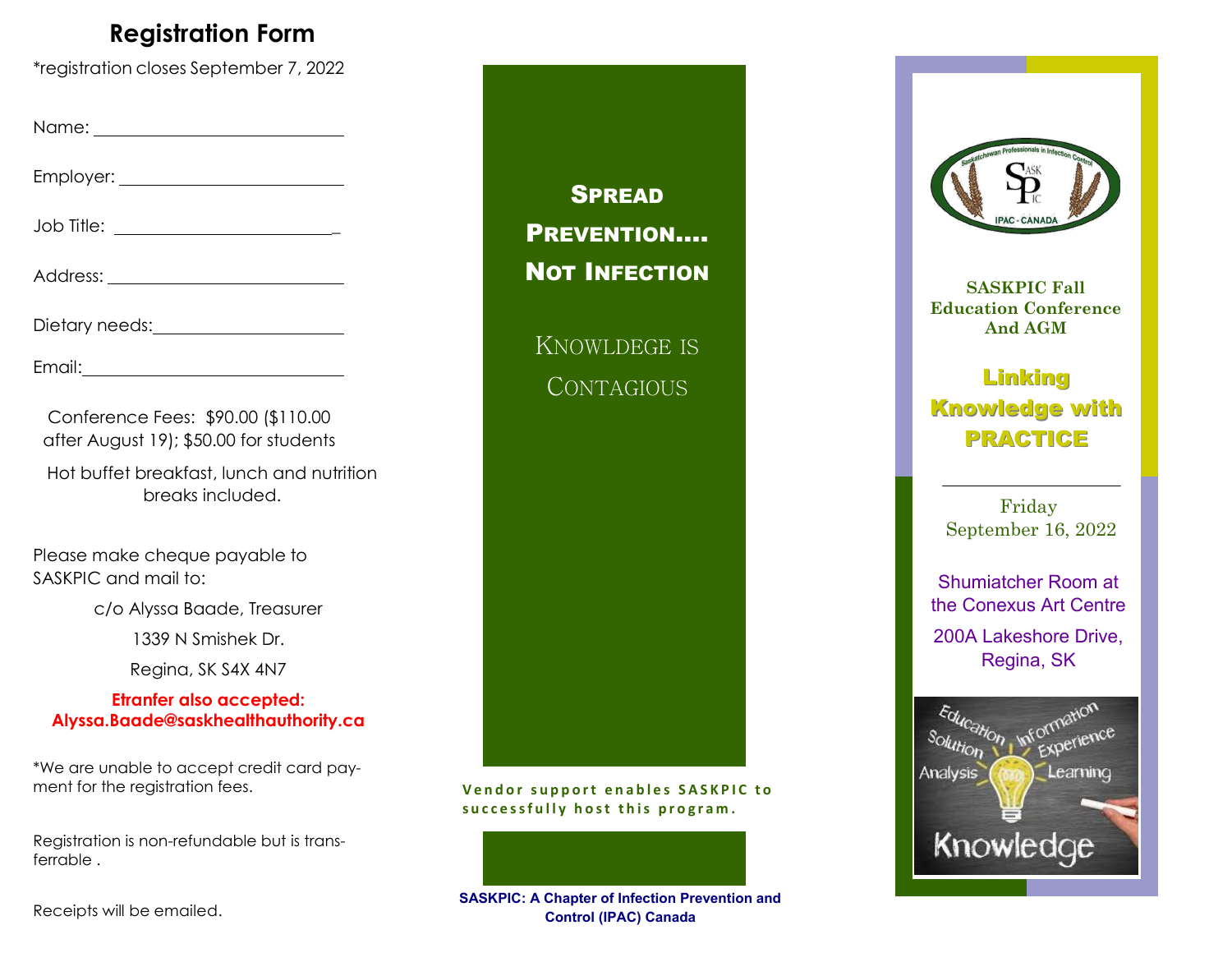# Registration Form

*registration closes September 7, 2022

Name: ____________________________

Employer: ____________________________

Job Title: ____________________________

Address: ____________________________

Dietary needs: ____________________________

Email: ____________________________

Conference Fees: $90.00 ($110.00 after August 19); $50.00 for students

Hot buffet breakfast, lunch and nutrition breaks included.

Please make cheque payable to SASKPIC and mail to:

c/o Alyssa Baade, Treasurer

1339 N Smishek Dr.

Regina, SK S4X 4N7

**Etranfer also accepted: Alyssa.Baade@saskhealthauthority.ca**

*We are unable to accept credit card payment for the registration fees.

Registration is non-refundable but is transferrable .

Receipts will be emailed.

## Spread Prevention…. Not Infection

Knowledge is Contagious

**Vendor support enables SASKPIC to successfully host this program.**

**SASKPIC: A Chapter of Infection Prevention and Control (IPAC) Canada**

Saskatchewan Professionals in Infection Control

SASK PIC

IPAC - CANADA

**SASKPIC Fall Education Conference And AGM**

## Linking Knowledge with PRACTICE

Friday
September 16, 2022

Shumiatcher Room at the Conexus Art Centre

200A Lakeshore Drive, Regina, SK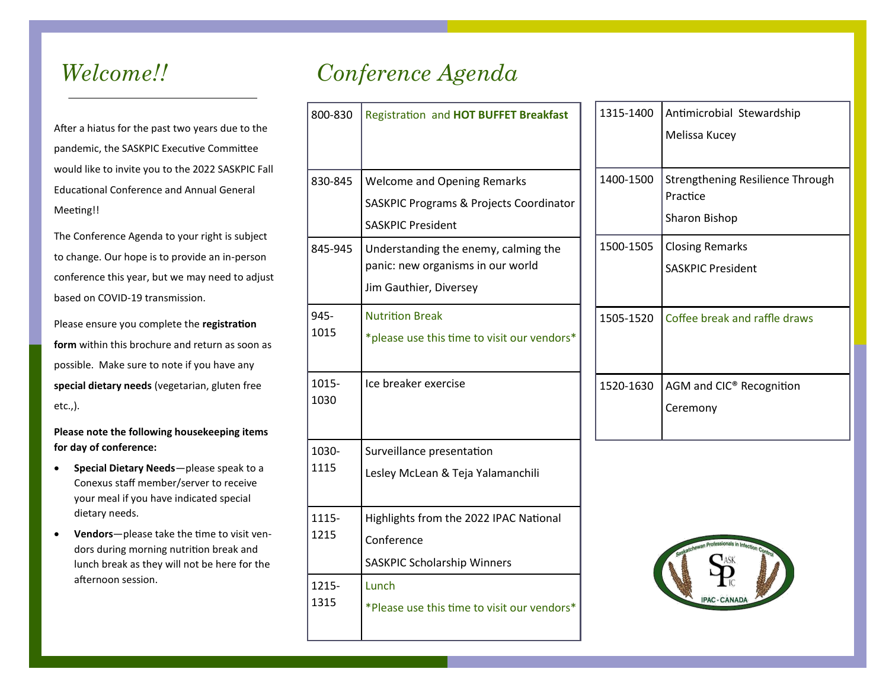# *Welcome!!*

After a hiatus for the past two years due to the pandemic, the SASKPIC Executive Committee would like to invite you to the 2022 SASKPIC Fall Educational Conference and Annual General Meeting!!

The Conference Agenda to your right is subject to change. Our hope is to provide an in-person conference this year, but we may need to adjust based on COVID-19 transmission.

Please ensure you complete the **registration form** within this brochure and return as soon as possible. Make sure to note if you have any **special dietary needs** (vegetarian, gluten free etc.,).

**Please note the following housekeeping items for day of conference:**

- **Special Dietary Needs**—please speak to a Conexus staff member/server to receive your meal if you have indicated special dietary needs.
- **Vendors**—please take the time to visit vendors during morning nutrition break and lunch break as they will not be here for the afternoon session.

# *Conference Agenda*

| | |
|---|---|
| 800-830 | Registration and **HOT BUFFET Breakfast** |
| 830-845 | Welcome and Opening Remarks<br>SASKPIC Programs & Projects Coordinator<br>SASKPIC President |
| 845-945 | Understanding the enemy, calming the panic: new organisms in our world<br>Jim Gauthier, Diversey |
| 945-1015 | Nutrition Break<br>*please use this time to visit our vendors* |
| 1015-1030 | Ice breaker exercise |
| 1030-1115 | Surveillance presentation<br>Lesley McLean & Teja Yalamanchili |
| 1115-1215 | Highlights from the 2022 IPAC National Conference<br>SASKPIC Scholarship Winners |
| 1215-1315 | Lunch<br>*Please use this time to visit our vendors* |
| 1315-1400 | Antimicrobial Stewardship<br>Melissa Kucey |
| 1400-1500 | Strengthening Resilience Through Practice<br>Sharon Bishop |
| 1500-1505 | Closing Remarks<br>SASKPIC President |
| 1505-1520 | Coffee break and raffle draws |
| 1520-1630 | AGM and CIC® Recognition Ceremony |

Saskatchewan Professionals in Infection Control
SASKPIC
IPAC - CANADA